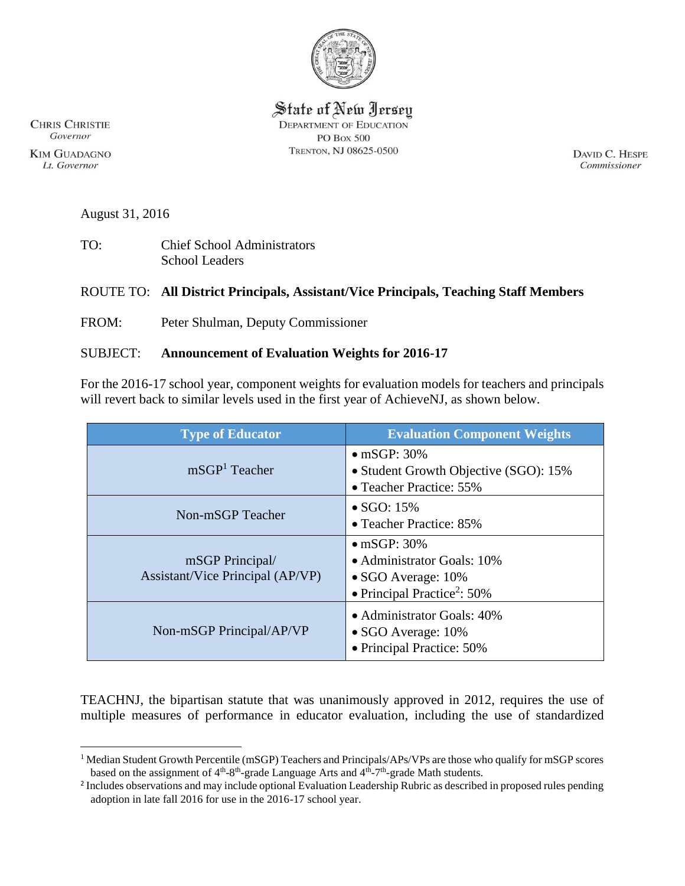State of New Jersey
DEPARTMENT OF EDUCATION
PO BOX 500
TRENTON, NJ 08625-0500

CHRIS CHRISTIE
*Governor*

KIM GUADAGNO
*Lt. Governor*

DAVID C. HESPE
*Commissioner*

August 31, 2016

TO: Chief School Administrators
School Leaders

ROUTE TO: **All District Principals, Assistant/Vice Principals, Teaching Staff Members**

FROM: Peter Shulman, Deputy Commissioner

SUBJECT: **Announcement of Evaluation Weights for 2016-17**

For the 2016-17 school year, component weights for evaluation models for teachers and principals will revert back to similar levels used in the first year of AchieveNJ, as shown below.

| Type of Educator | Evaluation Component Weights |
|---|---|
| mSGP[1] Teacher | • mSGP: 30%<br>• Student Growth Objective (SGO): 15%<br>• Teacher Practice: 55% |
| Non-mSGP Teacher | • SGO: 15%<br>• Teacher Practice: 85% |
| mSGP Principal/ Assistant/Vice Principal (AP/VP) | • mSGP: 30%<br>• Administrator Goals: 10%<br>• SGO Average: 10%<br>• Principal Practice[2]: 50% |
| Non-mSGP Principal/AP/VP | • Administrator Goals: 40%<br>• SGO Average: 10%<br>• Principal Practice: 50% |

TEACHNJ, the bipartisan statute that was unanimously approved in 2012, requires the use of multiple measures of performance in educator evaluation, including the use of standardized

---

[1] Median Student Growth Percentile (mSGP) Teachers and Principals/APs/VPs are those who qualify for mSGP scores based on the assignment of 4th-8th-grade Language Arts and 4th-7th-grade Math students.

[2] Includes observations and may include optional Evaluation Leadership Rubric as described in proposed rules pending adoption in late fall 2016 for use in the 2016-17 school year.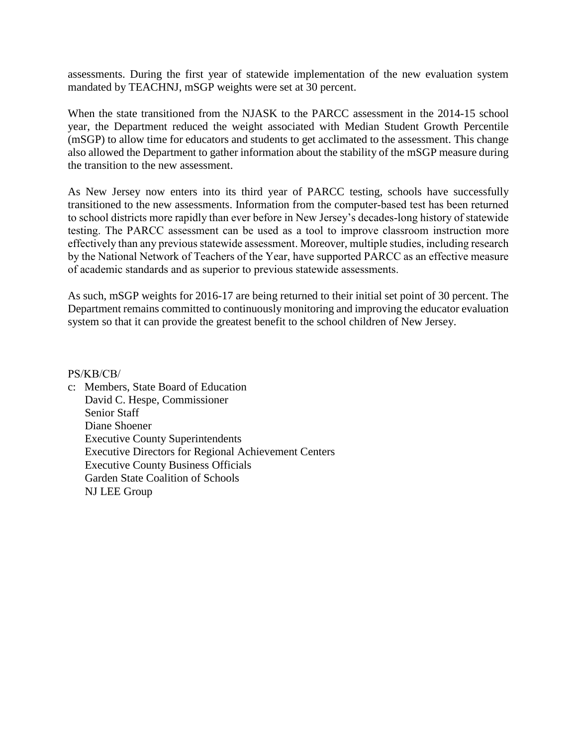assessments. During the first year of statewide implementation of the new evaluation system mandated by TEACHNJ, mSGP weights were set at 30 percent.

When the state transitioned from the NJASK to the PARCC assessment in the 2014-15 school year, the Department reduced the weight associated with Median Student Growth Percentile (mSGP) to allow time for educators and students to get acclimated to the assessment. This change also allowed the Department to gather information about the stability of the mSGP measure during the transition to the new assessment.

As New Jersey now enters into its third year of PARCC testing, schools have successfully transitioned to the new assessments. Information from the computer-based test has been returned to school districts more rapidly than ever before in New Jersey's decades-long history of statewide testing. The PARCC assessment can be used as a tool to improve classroom instruction more effectively than any previous statewide assessment. Moreover, multiple studies, including research by the National Network of Teachers of the Year, have supported PARCC as an effective measure of academic standards and as superior to previous statewide assessments.

As such, mSGP weights for 2016-17 are being returned to their initial set point of 30 percent. The Department remains committed to continuously monitoring and improving the educator evaluation system so that it can provide the greatest benefit to the school children of New Jersey.

PS/KB/CB/

c: Members, State Board of Education
David C. Hespe, Commissioner
Senior Staff
Diane Shoener
Executive County Superintendents
Executive Directors for Regional Achievement Centers
Executive County Business Officials
Garden State Coalition of Schools
NJ LEE Group